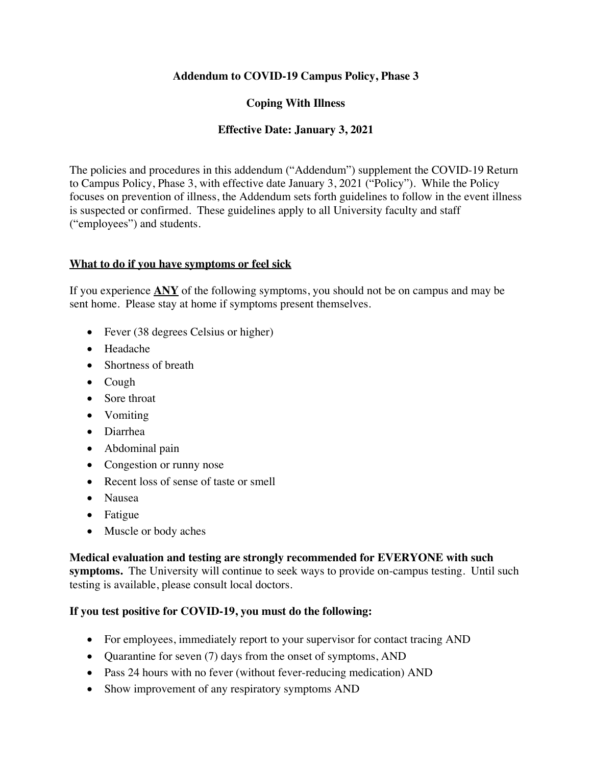**Addendum to COVID-19 Campus Policy, Phase 3**

**Coping With Illness**

**Effective Date: January 3, 2021**

The policies and procedures in this addendum ("Addendum") supplement the COVID-19 Return to Campus Policy, Phase 3, with effective date January 3, 2021 ("Policy"). While the Policy focuses on prevention of illness, the Addendum sets forth guidelines to follow in the event illness is suspected or confirmed. These guidelines apply to all University faculty and staff ("employees") and students.

**<u>What to do if you have symptoms or feel sick</u>**

If you experience **<u>ANY</u>** of the following symptoms, you should not be on campus and may be sent home. Please stay at home if symptoms present themselves.

- Fever (38 degrees Celsius or higher)
- Headache
- Shortness of breath
- Cough
- Sore throat
- Vomiting
- Diarrhea
- Abdominal pain
- Congestion or runny nose
- Recent loss of sense of taste or smell
- Nausea
- Fatigue
- Muscle or body aches

**Medical evaluation and testing are strongly recommended for EVERYONE with such symptoms.** The University will continue to seek ways to provide on-campus testing. Until such testing is available, please consult local doctors.

**If you test positive for COVID-19, you must do the following:**

- For employees, immediately report to your supervisor for contact tracing AND
- Quarantine for seven (7) days from the onset of symptoms, AND
- Pass 24 hours with no fever (without fever-reducing medication) AND
- Show improvement of any respiratory symptoms AND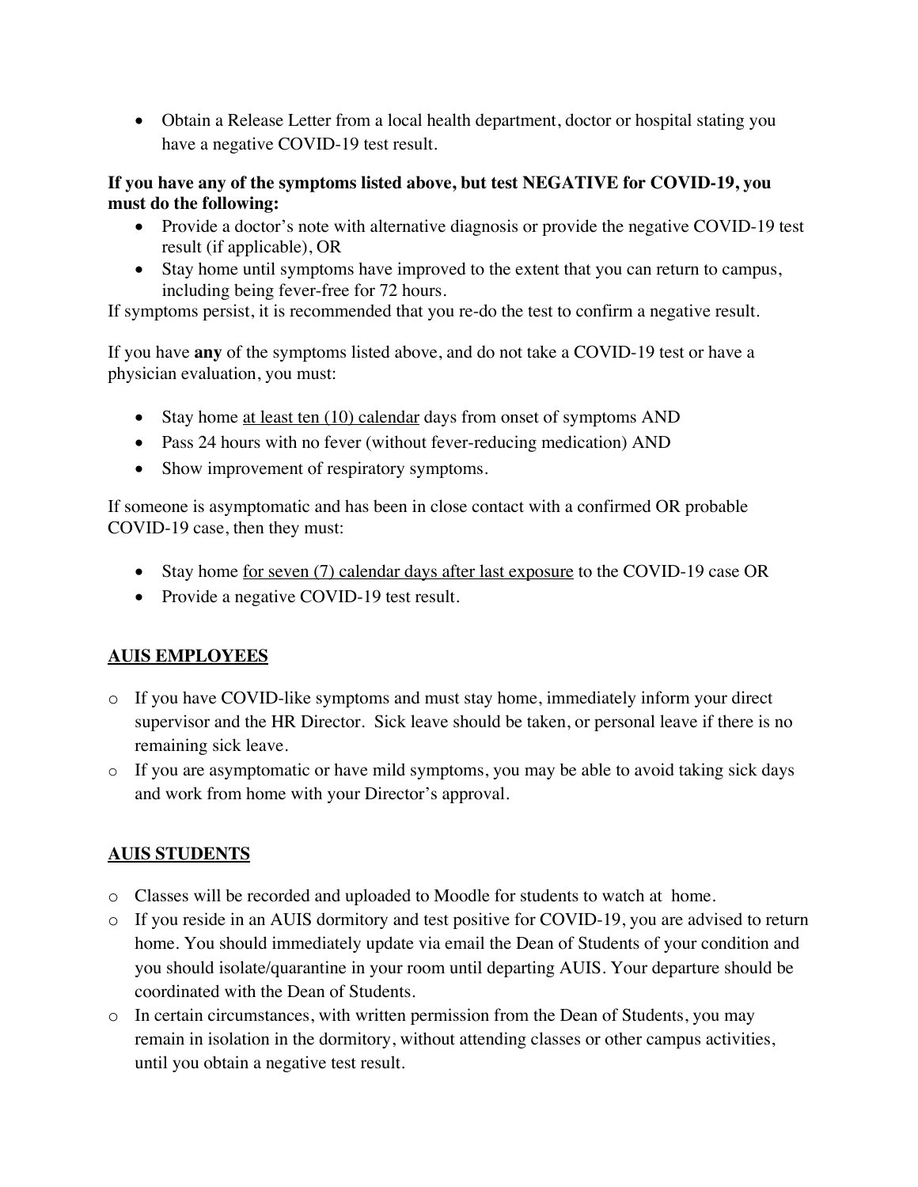- Obtain a Release Letter from a local health department, doctor or hospital stating you have a negative COVID-19 test result.

**If you have any of the symptoms listed above, but test NEGATIVE for COVID-19, you must do the following:**

- Provide a doctor's note with alternative diagnosis or provide the negative COVID-19 test result (if applicable), OR
- Stay home until symptoms have improved to the extent that you can return to campus, including being fever-free for 72 hours.

If symptoms persist, it is recommended that you re-do the test to confirm a negative result.

If you have **any** of the symptoms listed above, and do not take a COVID-19 test or have a physician evaluation, you must:

- Stay home <u>at least ten (10) calendar</u> days from onset of symptoms AND
- Pass 24 hours with no fever (without fever-reducing medication) AND
- Show improvement of respiratory symptoms.

If someone is asymptomatic and has been in close contact with a confirmed OR probable COVID-19 case, then they must:

- Stay home <u>for seven (7) calendar days after last exposure</u> to the COVID-19 case OR
- Provide a negative COVID-19 test result.

## <u>AUIS EMPLOYEES</u>

- If you have COVID-like symptoms and must stay home, immediately inform your direct supervisor and the HR Director. Sick leave should be taken, or personal leave if there is no remaining sick leave.
- If you are asymptomatic or have mild symptoms, you may be able to avoid taking sick days and work from home with your Director's approval.

## <u>AUIS STUDENTS</u>

- Classes will be recorded and uploaded to Moodle for students to watch at home.
- If you reside in an AUIS dormitory and test positive for COVID-19, you are advised to return home. You should immediately update via email the Dean of Students of your condition and you should isolate/quarantine in your room until departing AUIS. Your departure should be coordinated with the Dean of Students.
- In certain circumstances, with written permission from the Dean of Students, you may remain in isolation in the dormitory, without attending classes or other campus activities, until you obtain a negative test result.